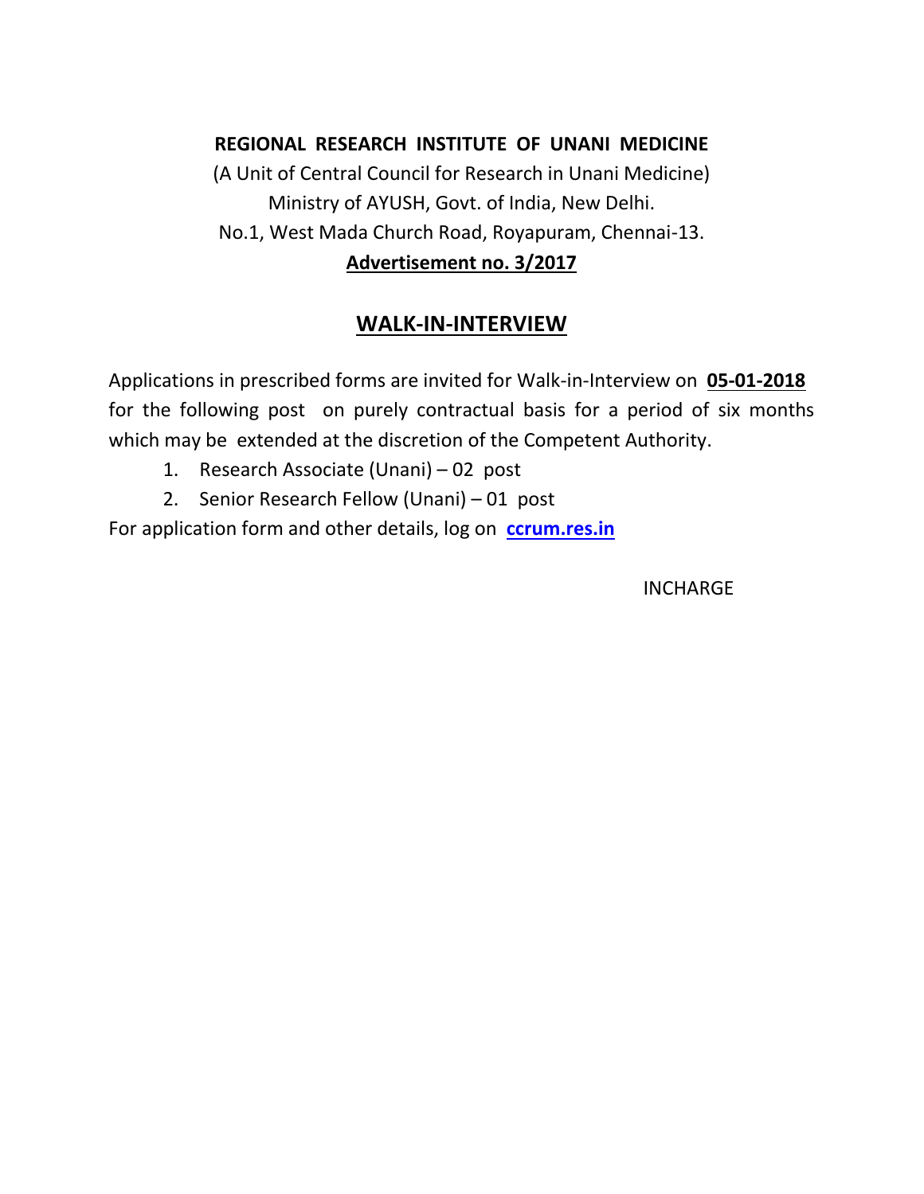**REGIONAL RESEARCH INSTITUTE OF UNANI MEDICINE**

(A Unit of Central Council for Research in Unani Medicine)

Ministry of AYUSH, Govt. of India, New Delhi.

No.1, West Mada Church Road, Royapuram, Chennai-13.

**Advertisement no. 3/2017**

## WALK-IN-INTERVIEW

Applications in prescribed forms are invited for Walk-in-Interview on **05-01-2018** for the following post on purely contractual basis for a period of six months which may be extended at the discretion of the Competent Authority.

1. Research Associate (Unani) – 02 post
2. Senior Research Fellow (Unani) – 01 post

For application form and other details, log on **ccrum.res.in**

INCHARGE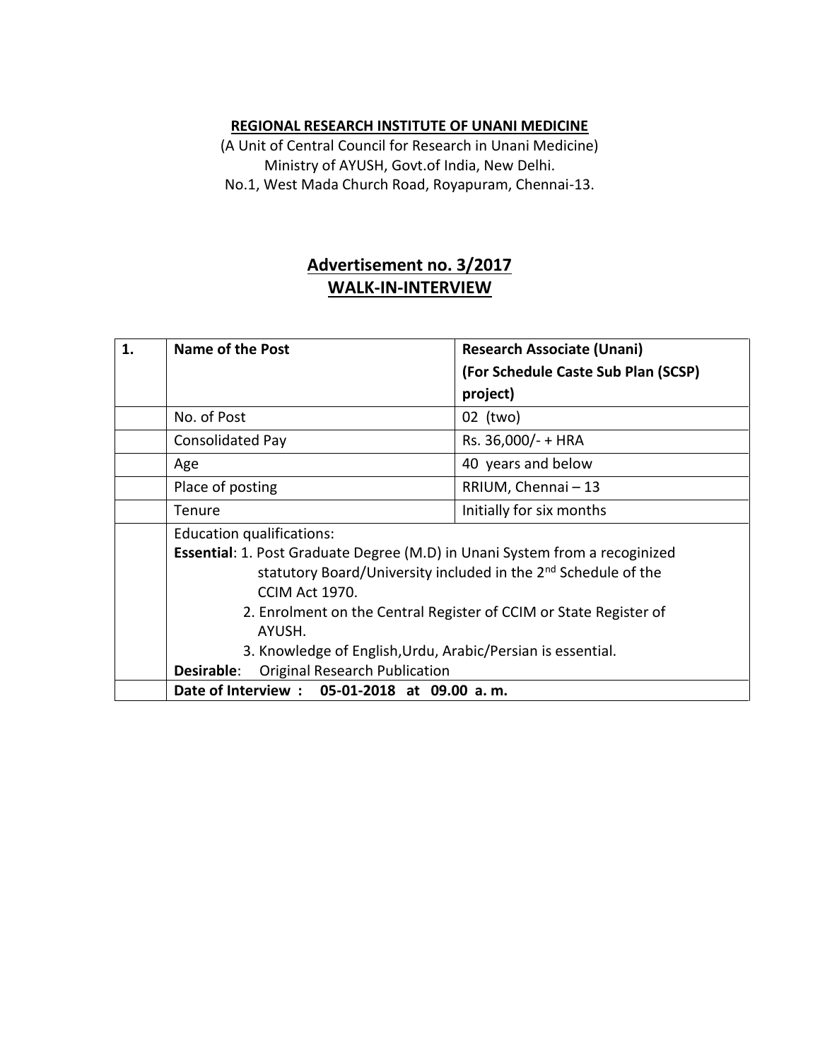**REGIONAL RESEARCH INSTITUTE OF UNANI MEDICINE**

(A Unit of Central Council for Research in Unani Medicine)
Ministry of AYUSH, Govt.of India, New Delhi.
No.1, West Mada Church Road, Royapuram, Chennai-13.

## Advertisement no. 3/2017
## WALK-IN-INTERVIEW

| 1. | **Name of the Post** | **Research Associate (Unani) (For Schedule Caste Sub Plan (SCSP) project)** |
|---|---|---|
| | No. of Post | 02 (two) |
| | Consolidated Pay | Rs. 36,000/- + HRA |
| | Age | 40 years and below |
| | Place of posting | RRIUM, Chennai – 13 |
| | Tenure | Initially for six months |
| | Education qualifications:<br>**Essential**: 1. Post Graduate Degree (M.D) in Unani System from a recognized statutory Board/University included in the 2nd Schedule of the CCIM Act 1970.<br>2. Enrolment on the Central Register of CCIM or State Register of AYUSH.<br>3. Knowledge of English,Urdu, Arabic/Persian is essential.<br>**Desirable**: Original Research Publication | |
| | **Date of Interview : 05-01-2018 at 09.00 a. m.** | |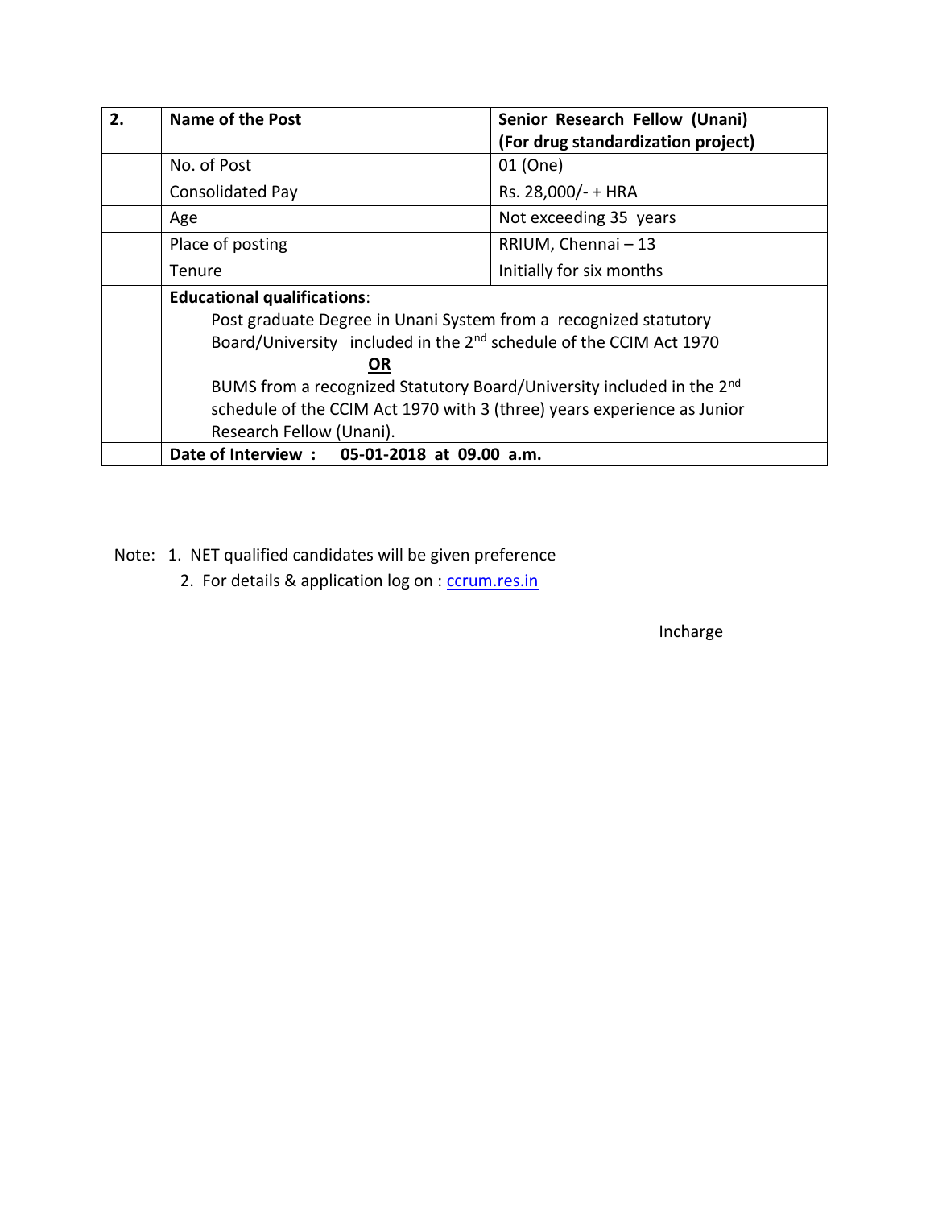| 2. | **Name of the Post** | **Senior Research Fellow (Unani) (For drug standardization project)** |
|---|---|---|
| | No. of Post | 01 (One) |
| | Consolidated Pay | Rs. 28,000/- + HRA |
| | Age | Not exceeding 35 years |
| | Place of posting | RRIUM, Chennai – 13 |
| | Tenure | Initially for six months |
| | **Educational qualifications**: Post graduate Degree in Unani System from a recognized statutory Board/University included in the 2nd schedule of the CCIM Act 1970 **OR** BUMS from a recognized Statutory Board/University included in the 2nd schedule of the CCIM Act 1970 with 3 (three) years experience as Junior Research Fellow (Unani). | |
| | **Date of Interview : 05-01-2018 at 09.00 a.m.** | |

Note: 1. NET qualified candidates will be given preference

2. For details & application log on : ccrum.res.in

Incharge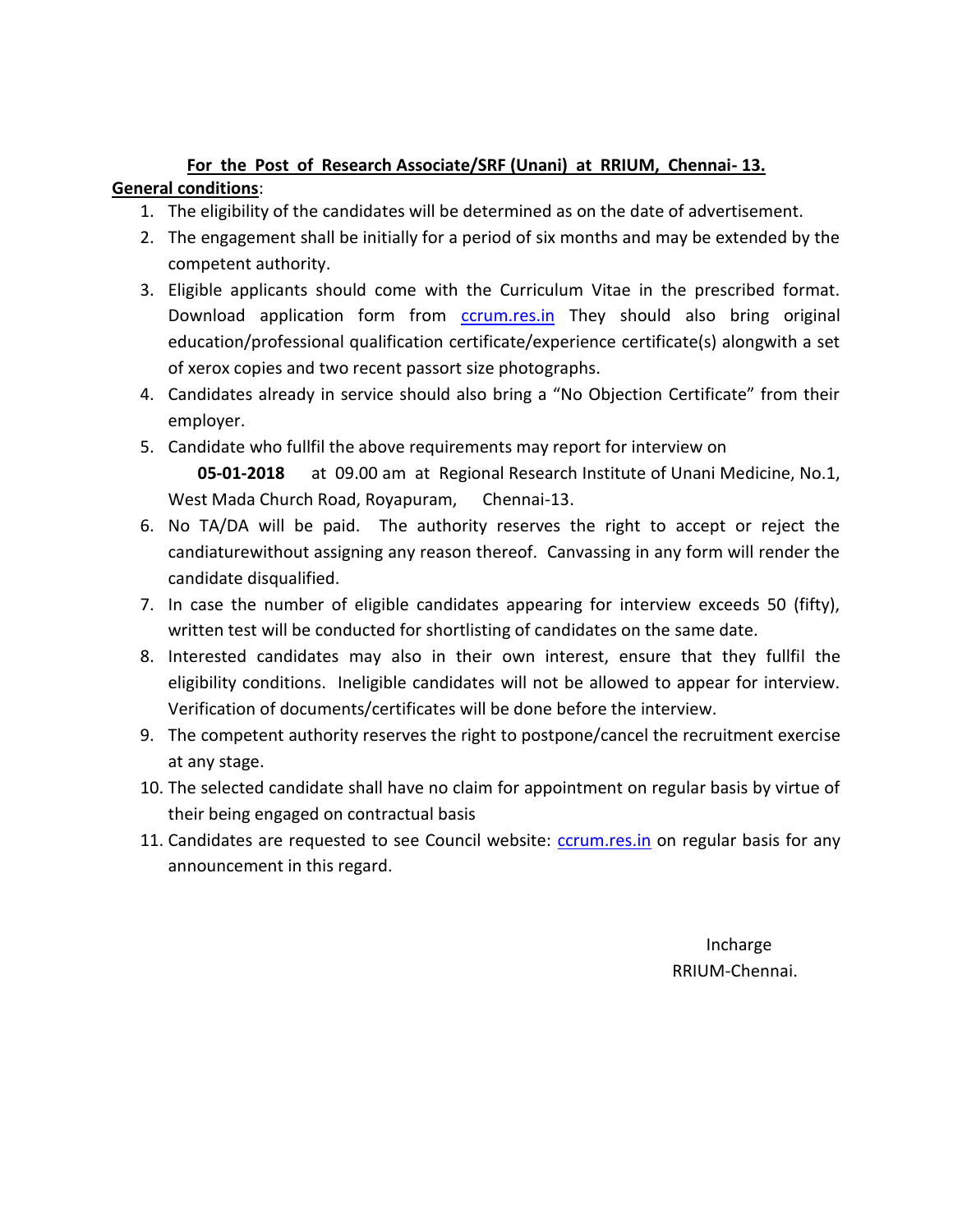**For the Post of Research Associate/SRF (Unani) at RRIUM, Chennai- 13.**

**General conditions**:

1. The eligibility of the candidates will be determined as on the date of advertisement.
2. The engagement shall be initially for a period of six months and may be extended by the competent authority.
3. Eligible applicants should come with the Curriculum Vitae in the prescribed format. Download application form from ccrum.res.in They should also bring original education/professional qualification certificate/experience certificate(s) alongwith a set of xerox copies and two recent passort size photographs.
4. Candidates already in service should also bring a "No Objection Certificate" from their employer.
5. Candidate who fullfil the above requirements may report for interview on **05-01-2018** at 09.00 am at Regional Research Institute of Unani Medicine, No.1, West Mada Church Road, Royapuram, Chennai-13.
6. No TA/DA will be paid. The authority reserves the right to accept or reject the candiaturewithout assigning any reason thereof. Canvassing in any form will render the candidate disqualified.
7. In case the number of eligible candidates appearing for interview exceeds 50 (fifty), written test will be conducted for shortlisting of candidates on the same date.
8. Interested candidates may also in their own interest, ensure that they fullfil the eligibility conditions. Ineligible candidates will not be allowed to appear for interview. Verification of documents/certificates will be done before the interview.
9. The competent authority reserves the right to postpone/cancel the recruitment exercise at any stage.
10. The selected candidate shall have no claim for appointment on regular basis by virtue of their being engaged on contractual basis
11. Candidates are requested to see Council website: ccrum.res.in on regular basis for any announcement in this regard.

Incharge
RRIUM-Chennai.